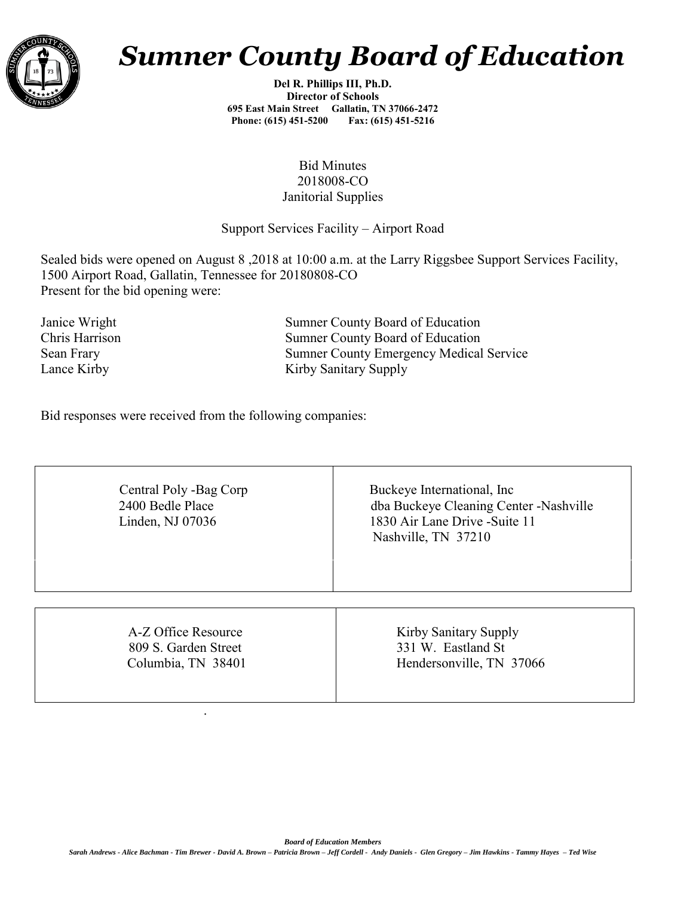# Sumner County Board of Education

**Del R. Phillips III, Ph.D.**
**Director of Schools**
**695 East Main Street Gallatin, TN 37066-2472**
**Phone: (615) 451-5200 Fax: (615) 451-5216**

Bid Minutes
2018008-CO
Janitorial Supplies

Support Services Facility – Airport Road

Sealed bids were opened on August 8 ,2018 at 10:00 a.m. at the Larry Riggsbee Support Services Facility, 1500 Airport Road, Gallatin, Tennessee for 20180808-CO
Present for the bid opening were:

| | |
|---|---|
| Janice Wright | Sumner County Board of Education |
| Chris Harrison | Sumner County Board of Education |
| Sean Frary | Sumner County Emergency Medical Service |
| Lance Kirby | Kirby Sanitary Supply |

Bid responses were received from the following companies:

| | |
|---|---|
| Central Poly -Bag Corp<br>2400 Bedle Place<br>Linden, NJ 07036 | Buckeye International, Inc<br>dba Buckeye Cleaning Center -Nashville<br>1830 Air Lane Drive -Suite 11<br>Nashville, TN 37210 |
| A-Z Office Resource<br>809 S. Garden Street<br>Columbia, TN 38401 | Kirby Sanitary Supply<br>331 W. Eastland St<br>Hendersonville, TN 37066 |

.

***Board of Education Members***
***Sarah Andrews - Alice Bachman - Tim Brewer - David A. Brown – Patricia Brown – Jeff Cordell - Andy Daniels - Glen Gregory – Jim Hawkins - Tammy Hayes – Ted Wise***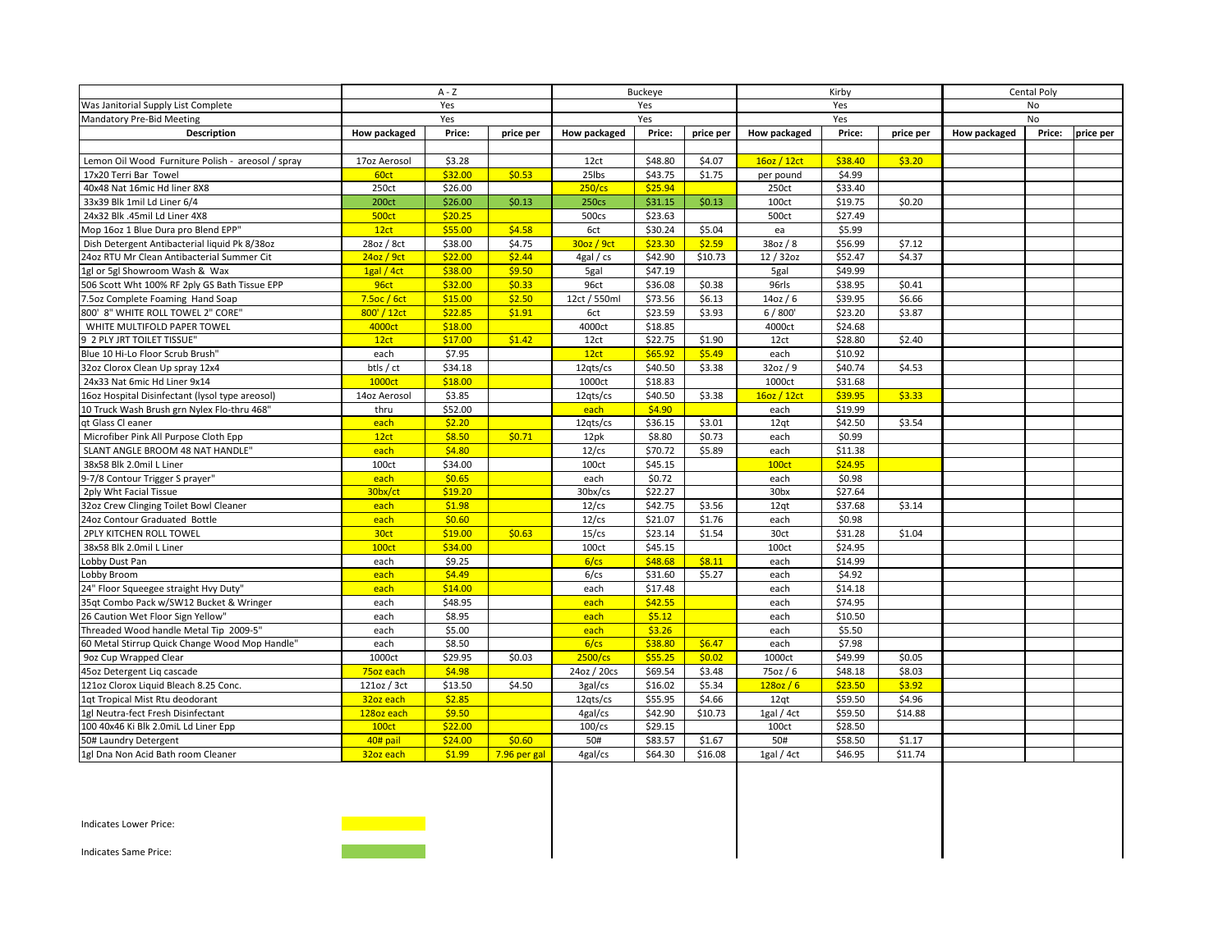| | A - Z | | | Buckeye | | | Kirby | | | Cental Poly | | |
|---|---|---|---|---|---|---|---|---|---|---|---|---|
| Was Janitorial Supply List Complete | Yes | | | Yes | | | Yes | | | No | | |
| Mandatory Pre-Bid Meeting | Yes | | | Yes | | | Yes | | | No | | |
| Description | How packaged | Price: | price per | How packaged | Price: | price per | How packaged | Price: | price per | How packaged | Price: | price per |
| | | | | | | | | | | | | |
| Lemon Oil Wood Furniture Polish - areosol / spray | 17oz Aerosol | $3.28 | | 12ct | $48.80 | $4.07 | 16oz / 12ct | $38.40 | $3.20 | | | |
| 17x20 Terri Bar Towel | 60ct | $32.00 | $0.53 | 25lbs | $43.75 | $1.75 | per pound | $4.99 | | | | |
| 40x48 Nat 16mic Hd liner 8X8 | 250ct | $26.00 | | 250/cs | $25.94 | | 250ct | $33.40 | | | | |
| 33x39 Blk 1mil Ld Liner 6/4 | 200ct | $26.00 | $0.13 | 250cs | $31.15 | $0.13 | 100ct | $19.75 | $0.20 | | | |
| 24x32 Blk .45mil Ld Liner 4X8 | 500ct | $20.25 | | 500cs | $23.63 | | 500ct | $27.49 | | | | |
| Mop 16oz 1 Blue Dura pro Blend EPP" | 12ct | $55.00 | $4.58 | 6ct | $30.24 | $5.04 | ea | $5.99 | | | | |
| Dish Detergent Antibacterial liquid Pk 8/38oz | 28oz / 8ct | $38.00 | $4.75 | 30oz / 9ct | $23.30 | $2.59 | 38oz / 8 | $56.99 | $7.12 | | | |
| 24oz RTU Mr Clean Antibacterial Summer Cit | 24oz / 9ct | $22.00 | $2.44 | 4gal / cs | $42.90 | $10.73 | 12 / 32oz | $52.47 | $4.37 | | | |
| 1gl or 5gl Showroom Wash & Wax | 1gal / 4ct | $38.00 | $9.50 | 5gal | $47.19 | | 5gal | $49.99 | | | | |
| 506 Scott Wht 100% RF 2ply GS Bath Tissue EPP | 96ct | $32.00 | $0.33 | 96ct | $36.08 | $0.38 | 96rls | $38.95 | $0.41 | | | |
| 7.5oz Complete Foaming Hand Soap | 7.5oc / 6ct | $15.00 | $2.50 | 12ct / 550ml | $73.56 | $6.13 | 14oz / 6 | $39.95 | $6.66 | | | |
| 800' 8" WHITE ROLL TOWEL 2" CORE" | 800' / 12ct | $22.85 | $1.91 | 6ct | $23.59 | $3.93 | 6 / 800' | $23.20 | $3.87 | | | |
| WHITE MULTIFOLD PAPER TOWEL | 4000ct | $18.00 | | 4000ct | $18.85 | | 4000ct | $24.68 | | | | |
| 9 2 PLY JRT TOILET TISSUE" | 12ct | $17.00 | $1.42 | 12ct | $22.75 | $1.90 | 12ct | $28.80 | $2.40 | | | |
| Blue 10 Hi-Lo Floor Scrub Brush" | each | $7.95 | | 12ct | $65.92 | $5.49 | each | $10.92 | | | | |
| 32oz Clorox Clean Up spray 12x4 | btls / ct | $34.18 | | 12qts/cs | $40.50 | $3.38 | 32oz / 9 | $40.74 | $4.53 | | | |
| 24x33 Nat 6mic Hd Liner 9x14 | 1000ct | $18.00 | | 1000ct | $18.83 | | 1000ct | $31.68 | | | | |
| 16oz Hospital Disinfectant (lysol type areosol) | 14oz Aerosol | $3.85 | | 12qts/cs | $40.50 | $3.38 | 16oz / 12ct | $39.95 | $3.33 | | | |
| 10 Truck Wash Brush grn Nylex Flo-thru 468" | thru | $52.00 | | each | $4.90 | | each | $19.99 | | | | |
| qt Glass Cl eaner | each | $2.20 | | 12qts/cs | $36.15 | $3.01 | 12qt | $42.50 | $3.54 | | | |
| Microfiber Pink All Purpose Cloth Epp | 12ct | $8.50 | $0.71 | 12pk | $8.80 | $0.73 | each | $0.99 | | | | |
| SLANT ANGLE BROOM 48 NAT HANDLE" | each | $4.80 | | 12/cs | $70.72 | $5.89 | each | $11.38 | | | | |
| 38x58 Blk 2.0mil L Liner | 100ct | $34.00 | | 100ct | $45.15 | | 100ct | $24.95 | | | | |
| 9-7/8 Contour Trigger S prayer" | each | $0.65 | | each | $0.72 | | each | $0.98 | | | | |
| 2ply Wht Facial Tissue | 30bx/ct | $19.20 | | 30bx/cs | $22.27 | | 30bx | $27.64 | | | | |
| 32oz Crew Clinging Toilet Bowl Cleaner | each | $1.98 | | 12/cs | $42.75 | $3.56 | 12qt | $37.68 | $3.14 | | | |
| 24oz Contour Graduated Bottle | each | $0.60 | | 12/cs | $21.07 | $1.76 | each | $0.98 | | | | |
| 2PLY KITCHEN ROLL TOWEL | 30ct | $19.00 | $0.63 | 15/cs | $23.14 | $1.54 | 30ct | $31.28 | $1.04 | | | |
| 38x58 Blk 2.0mil L Liner | 100ct | $34.00 | | 100ct | $45.15 | | 100ct | $24.95 | | | | |
| Lobby Dust Pan | each | $9.25 | | 6/cs | $48.68 | $8.11 | each | $14.99 | | | | |
| Lobby Broom | each | $4.49 | | 6/cs | $31.60 | $5.27 | each | $4.92 | | | | |
| 24" Floor Squeegee straight Hvy Duty" | each | $14.00 | | each | $17.48 | | each | $14.18 | | | | |
| 35qt Combo Pack w/SW12 Bucket & Wringer | each | $48.95 | | each | $42.55 | | each | $74.95 | | | | |
| 26 Caution Wet Floor Sign Yellow" | each | $8.95 | | each | $5.12 | | each | $10.50 | | | | |
| Threaded Wood handle Metal Tip 2009-5" | each | $5.00 | | each | $3.26 | | each | $5.50 | | | | |
| 60 Metal Stirrup Quick Change Wood Mop Handle" | each | $8.50 | | 6/cs | $38.80 | $6.47 | each | $7.98 | | | | |
| 9oz Cup Wrapped Clear | 1000ct | $29.95 | $0.03 | 2500/cs | $55.25 | $0.02 | 1000ct | $49.99 | $0.05 | | | |
| 45oz Detergent Liq cascade | 75oz each | $4.98 | | 24oz / 20cs | $69.54 | $3.48 | 75oz / 6 | $48.18 | $8.03 | | | |
| 121oz Clorox Liquid Bleach 8.25 Conc. | 121oz / 3ct | $13.50 | $4.50 | 3gal/cs | $16.02 | $5.34 | 128oz / 6 | $23.50 | $3.92 | | | |
| 1qt Tropical Mist Rtu deodorant | 32oz each | $2.85 | | 12qts/cs | $55.95 | $4.66 | 12qt | $59.50 | $4.96 | | | |
| 1gl Neutra-fect Fresh Disinfectant | 128oz each | $9.50 | | 4gal/cs | $42.90 | $10.73 | 1gal / 4ct | $59.50 | $14.88 | | | |
| 100 40x46 Ki Blk 2.0miL Ld Liner Epp | 100ct | $22.00 | | 100/cs | $29.15 | | 100ct | $28.50 | | | | |
| 50# Laundry Detergent | 40# pail | $24.00 | $0.60 | 50# | $83.57 | $1.67 | 50# | $58.50 | $1.17 | | | |
| 1gl Dna Non Acid Bath room Cleaner | 32oz each | $1.99 | 7.96 per gal | 4gal/cs | $64.30 | $16.08 | 1gal / 4ct | $46.95 | $11.74 | | | |

Indicates Lower Price: (yellow)

Indicates Same Price: (green)